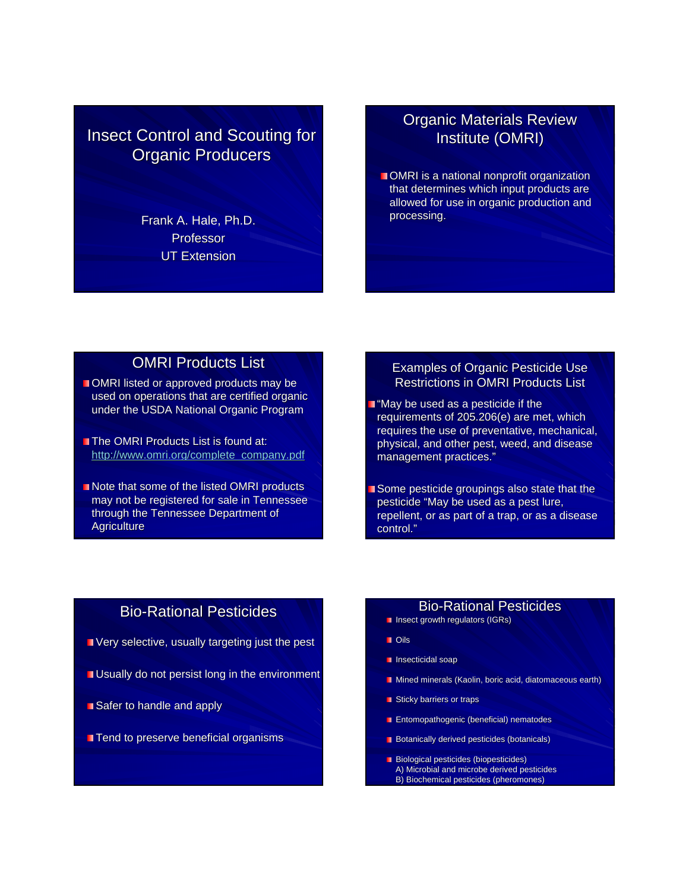## Insect Control and Scouting for Organic Producers

Frank A. Hale, Ph.D.

Professor

UT Extension

## Organic Materials Review Institute (OMRI)

- OMRI is a national nonprofit organization that determines which input products are allowed for use in organic production and processing.

## OMRI Products List

- OMRI listed or approved products may be used on operations that are certified organic under the USDA National Organic Program
- The OMRI Products List is found at: http://www.omri.org/complete_company.pdf
- Note that some of the listed OMRI products may not be registered for sale in Tennessee through the Tennessee Department of Agriculture

## Examples of Organic Pesticide Use Restrictions in OMRI Products List

- "May be used as a pesticide if the requirements of 205.206(e) are met, which requires the use of preventative, mechanical, physical, and other pest, weed, and disease management practices."
- Some pesticide groupings also state that the pesticide "May be used as a pest lure, repellent, or as part of a trap, or as a disease control."

## Bio-Rational Pesticides

- Very selective, usually targeting just the pest
- Usually do not persist long in the environment
- Safer to handle and apply
- Tend to preserve beneficial organisms

## Bio-Rational Pesticides

- Insect growth regulators (IGRs)
- Oils
- Insecticidal soap
- Mined minerals (Kaolin, boric acid, diatomaceous earth)
- Sticky barriers or traps
- Entomopathogenic (beneficial) nematodes
- Botanically derived pesticides (botanicals)
- Biological pesticides (biopesticides)
  A) Microbial and microbe derived pesticides
  B) Biochemical pesticides (pheromones)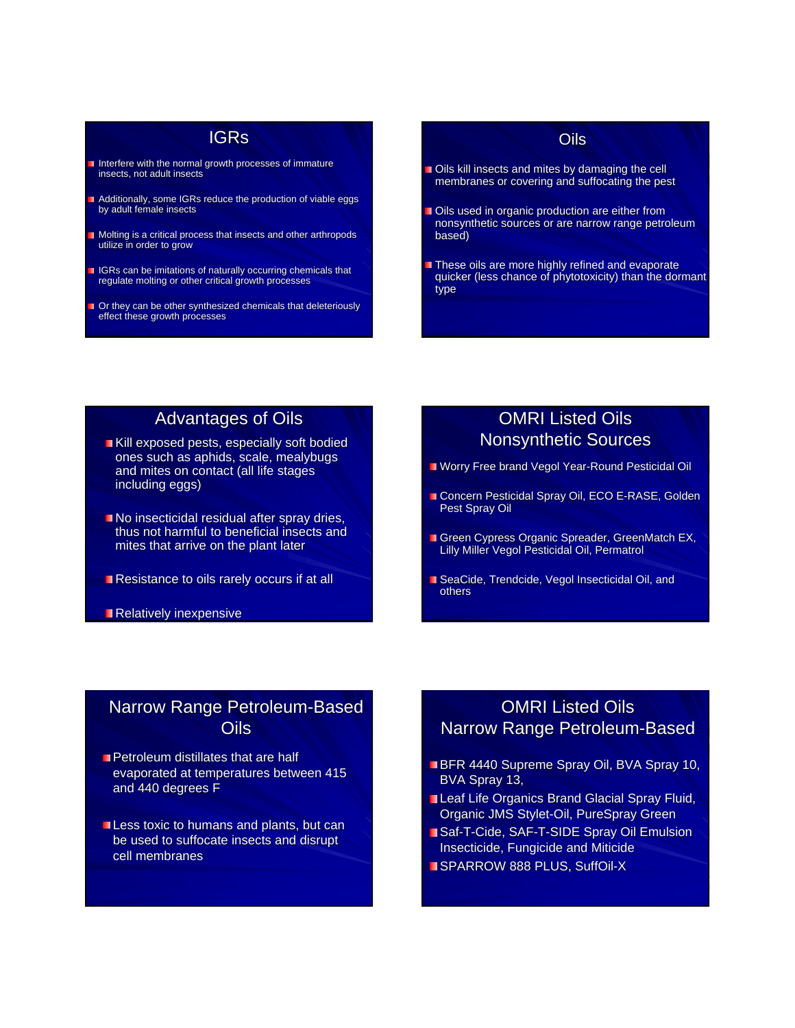## IGRs

- Interfere with the normal growth processes of immature insects, not adult insects
- Additionally, some IGRs reduce the production of viable eggs by adult female insects
- Molting is a critical process that insects and other arthropods utilize in order to grow
- IGRs can be imitations of naturally occurring chemicals that regulate molting or other critical growth processes
- Or they can be other synthesized chemicals that deleteriously effect these growth processes

## Oils

- Oils kill insects and mites by damaging the cell membranes or covering and suffocating the pest
- Oils used in organic production are either from nonsynthetic sources or are narrow range petroleum based)
- These oils are more highly refined and evaporate quicker (less chance of phytotoxicity) than the dormant type

## Advantages of Oils

- Kill exposed pests, especially soft bodied ones such as aphids, scale, mealybugs and mites on contact (all life stages including eggs)
- No insecticidal residual after spray dries, thus not harmful to beneficial insects and mites that arrive on the plant later
- Resistance to oils rarely occurs if at all
- Relatively inexpensive

## OMRI Listed Oils Nonsynthetic Sources

- Worry Free brand Vegol Year-Round Pesticidal Oil
- Concern Pesticidal Spray Oil, ECO E-RASE, Golden Pest Spray Oil
- Green Cypress Organic Spreader, GreenMatch EX, Lilly Miller Vegol Pesticidal Oil, Permatrol
- SeaCide, Trendcide, Vegol Insecticidal Oil, and others

## Narrow Range Petroleum-Based Oils

- Petroleum distillates that are half evaporated at temperatures between 415 and 440 degrees F
- Less toxic to humans and plants, but can be used to suffocate insects and disrupt cell membranes

## OMRI Listed Oils Narrow Range Petroleum-Based

- BFR 4440 Supreme Spray Oil, BVA Spray 10, BVA Spray 13,
- Leaf Life Organics Brand Glacial Spray Fluid, Organic JMS Stylet-Oil, PureSpray Green
- Saf-T-Cide, SAF-T-SIDE Spray Oil Emulsion Insecticide, Fungicide and Miticide
- SPARROW 888 PLUS, SuffOil-X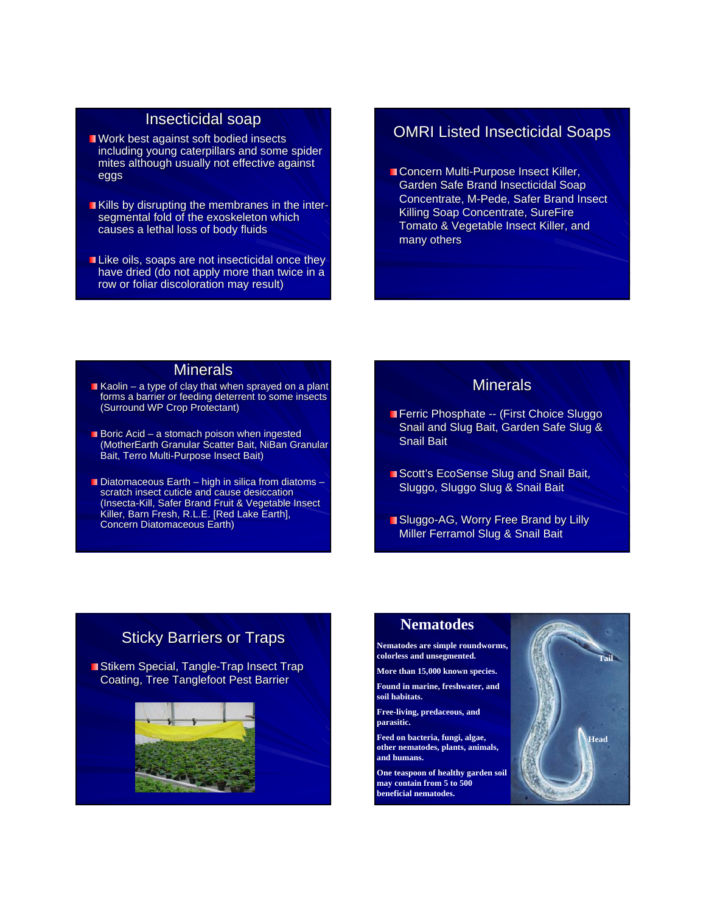## Insecticidal soap

- Work best against soft bodied insects including young caterpillars and some spider mites although usually not effective against eggs
- Kills by disrupting the membranes in the inter-segmental fold of the exoskeleton which causes a lethal loss of body fluids
- Like oils, soaps are not insecticidal once they have dried (do not apply more than twice in a row or foliar discoloration may result)

## OMRI Listed Insecticidal Soaps

- Concern Multi-Purpose Insect Killer, Garden Safe Brand Insecticidal Soap Concentrate, M-Pede, Safer Brand Insect Killing Soap Concentrate, SureFire Tomato & Vegetable Insect Killer, and many others

## Minerals

- Kaolin – a type of clay that when sprayed on a plant forms a barrier or feeding deterrent to some insects (Surround WP Crop Protectant)
- Boric Acid – a stomach poison when ingested (MotherEarth Granular Scatter Bait, NiBan Granular Bait, Terro Multi-Purpose Insect Bait)
- Diatomaceous Earth – high in silica from diatoms – scratch insect cuticle and cause desiccation (Insecta-Kill, Safer Brand Fruit & Vegetable Insect Killer, Barn Fresh, R.L.E. [Red Lake Earth], Concern Diatomaceous Earth)

## Minerals

- Ferric Phosphate -- (First Choice Sluggo Snail and Slug Bait, Garden Safe Slug & Snail Bait
- Scott's EcoSense Slug and Snail Bait, Sluggo, Sluggo Slug & Snail Bait
- Sluggo-AG, Worry Free Brand by Lilly Miller Ferramol Slug & Snail Bait

## Sticky Barriers or Traps

- Stikem Special, Tangle-Trap Insect Trap Coating, Tree Tanglefoot Pest Barrier

## Nematodes

**Nematodes are simple roundworms, colorless and unsegmented.**

**More than 15,000 known species.**

**Found in marine, freshwater, and soil habitats.**

**Free-living, predaceous, and parasitic.**

**Feed on bacteria, fungi, algae, other nematodes, plants, animals, and humans.**

**One teaspoon of healthy garden soil may contain from 5 to 500 beneficial nematodes.**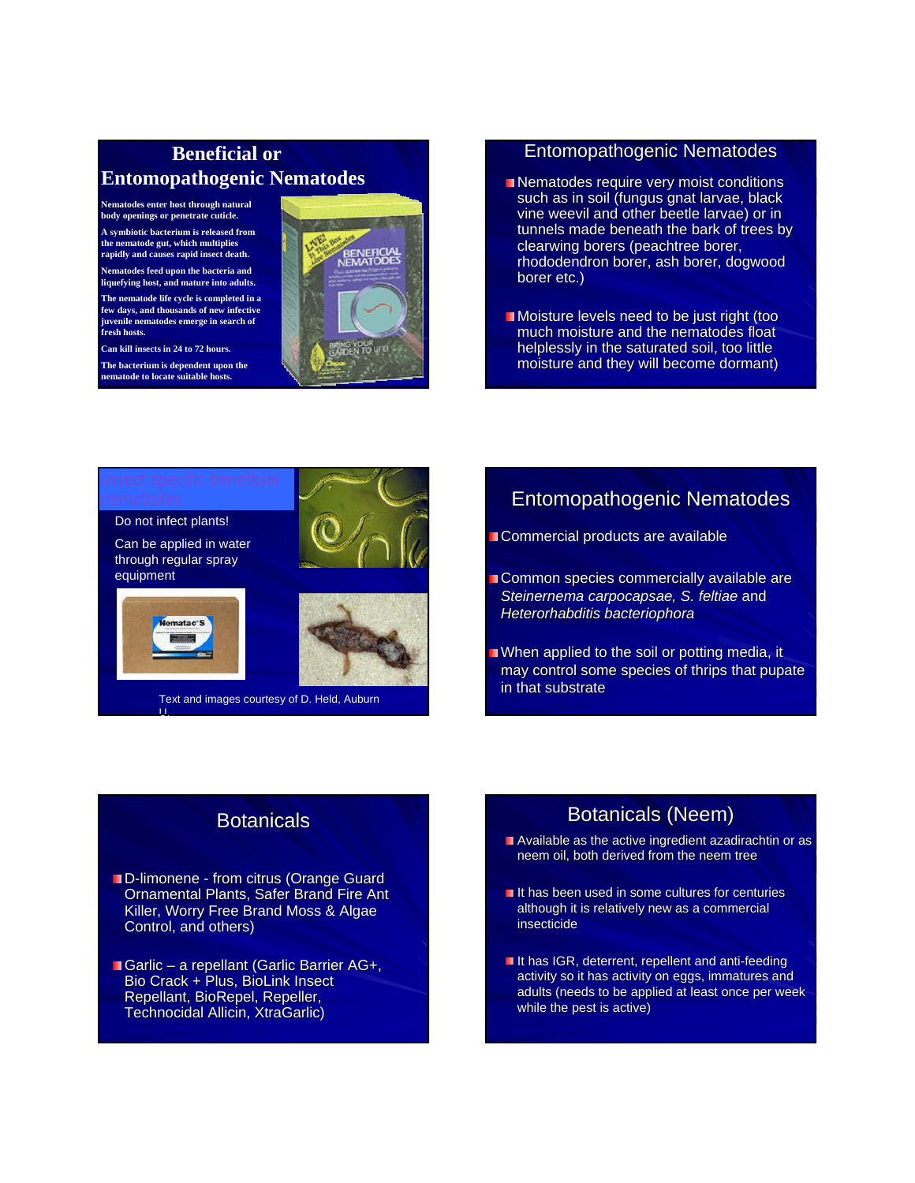## Beneficial or Entomopathogenic Nematodes

Nematodes enter host through natural body openings or penetrate cuticle.

A symbiotic bacterium is released from the nematode gut, which multiplies rapidly and causes rapid insect death.

Nematodes feed upon the bacteria and liquefying host, and mature into adults.

The nematode life cycle is completed in a few days, and thousands of new infective juvenile nematodes emerge in search of fresh hosts.

Can kill insects in 24 to 72 hours.

The bacterium is dependent upon the nematode to locate suitable hosts.

## Entomopathogenic Nematodes

- Nematodes require very moist conditions such as in soil (fungus gnat larvae, black vine weevil and other beetle larvae) or in tunnels made beneath the bark of trees by clearwing borers (peachtree borer, rhododendron borer, ash borer, dogwood borer etc.)
- Moisture levels need to be just right (too much moisture and the nematodes float helplessly in the saturated soil, too little moisture and they will become dormant)

## Insect specific beneficial nematodes

Do not infect plants!

Can be applied in water through regular spray equipment

Text and images courtesy of D. Held, Auburn U.

## Entomopathogenic Nematodes

- Commercial products are available
- Common species commercially available are *Steinernema carpocapsae, S. feltiae* and *Heterorhabditis bacteriophora*
- When applied to the soil or potting media, it may control some species of thrips that pupate in that substrate

## Botanicals

- D-limonene - from citrus (Orange Guard Ornamental Plants, Safer Brand Fire Ant Killer, Worry Free Brand Moss & Algae Control, and others)
- Garlic – a repellant (Garlic Barrier AG+, Bio Crack + Plus, BioLink Insect Repellant, BioRepel, Repeller, Technocidal Allicin, XtraGarlic)

## Botanicals (Neem)

- Available as the active ingredient azadirachtin or as neem oil, both derived from the neem tree
- It has been used in some cultures for centuries although it is relatively new as a commercial insecticide
- It has IGR, deterrent, repellent and anti-feeding activity so it has activity on eggs, immatures and adults (needs to be applied at least once per week while the pest is active)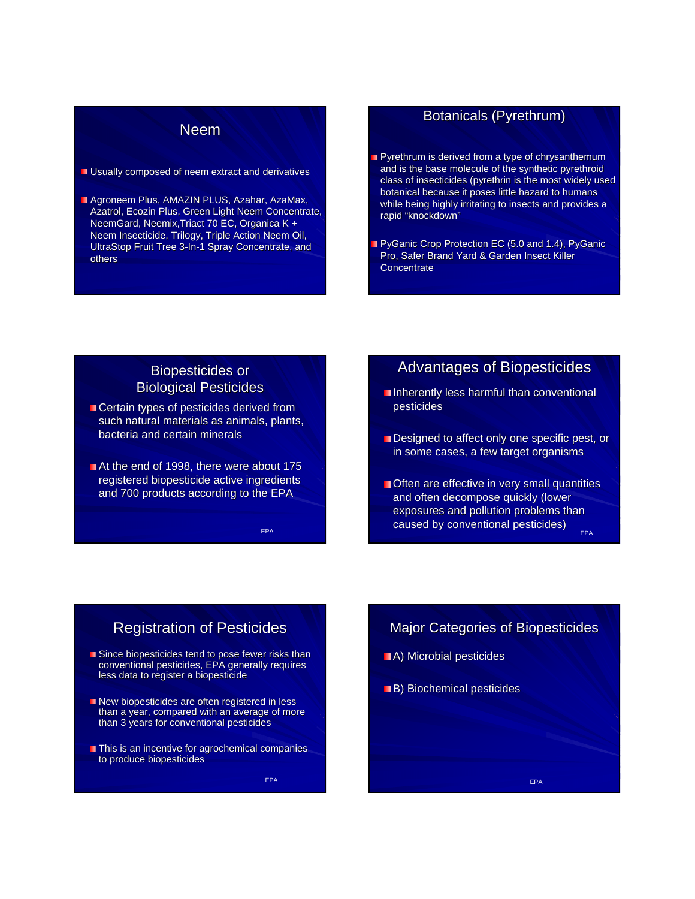## Neem

- Usually composed of neem extract and derivatives
- Agroneem Plus, AMAZIN PLUS, Azahar, AzaMax, Azatrol, Ecozin Plus, Green Light Neem Concentrate, NeemGard, Neemix,Triact 70 EC, Organica K + Neem Insecticide, Trilogy, Triple Action Neem Oil, UltraStop Fruit Tree 3-In-1 Spray Concentrate, and others

## Botanicals (Pyrethrum)

- Pyrethrum is derived from a type of chrysanthemum and is the base molecule of the synthetic pyrethroid class of insecticides (pyrethrin is the most widely used botanical because it poses little hazard to humans while being highly irritating to insects and provides a rapid "knockdown"
- PyGanic Crop Protection EC (5.0 and 1.4), PyGanic Pro, Safer Brand Yard & Garden Insect Killer Concentrate

## Biopesticides or Biological Pesticides

- Certain types of pesticides derived from such natural materials as animals, plants, bacteria and certain minerals
- At the end of 1998, there were about 175 registered biopesticide active ingredients and 700 products according to the EPA

EPA

## Advantages of Biopesticides

- Inherently less harmful than conventional pesticides
- Designed to affect only one specific pest, or in some cases, a few target organisms
- Often are effective in very small quantities and often decompose quickly (lower exposures and pollution problems than caused by conventional pesticides)

EPA

## Registration of Pesticides

- Since biopesticides tend to pose fewer risks than conventional pesticides, EPA generally requires less data to register a biopesticide
- New biopesticides are often registered in less than a year, compared with an average of more than 3 years for conventional pesticides
- This is an incentive for agrochemical companies to produce biopesticides

EPA

## Major Categories of Biopesticides

- A) Microbial pesticides
- B) Biochemical pesticides

EPA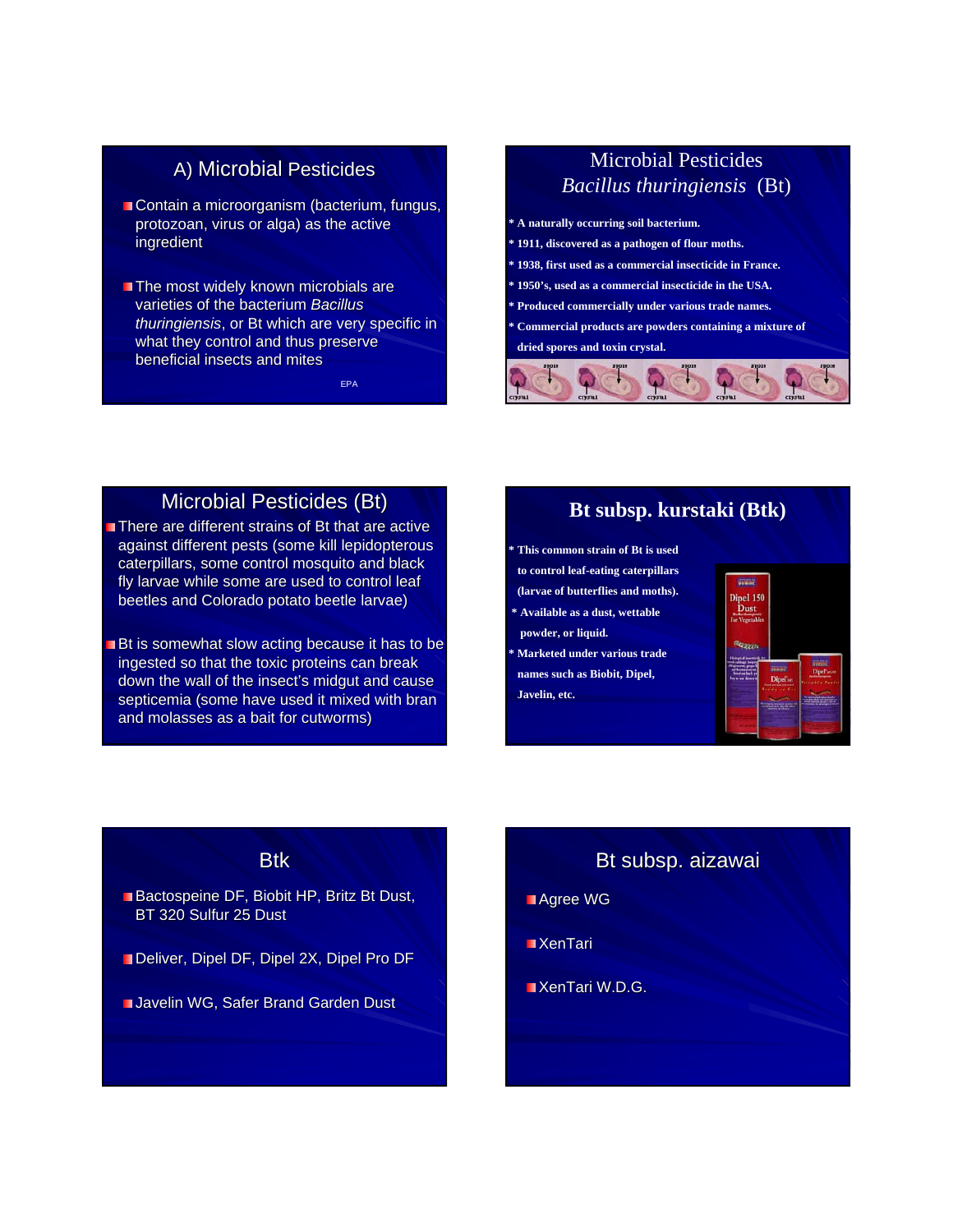## A) Microbial Pesticides

- Contain a microorganism (bacterium, fungus, protozoan, virus or alga) as the active ingredient
- The most widely known microbials are varieties of the bacterium *Bacillus thuringiensis*, or Bt which are very specific in what they control and thus preserve beneficial insects and mites

EPA

## Microbial Pesticides *Bacillus thuringiensis* (Bt)

* A naturally occurring soil bacterium.
* 1911, discovered as a pathogen of flour moths.
* 1938, first used as a commercial insecticide in France.
* 1950's, used as a commercial insecticide in the USA.
* Produced commercially under various trade names.
* Commercial products are powders containing a mixture of dried spores and toxin crystal.

## Microbial Pesticides (Bt)

- There are different strains of Bt that are active against different pests (some kill lepidopterous caterpillars, some control mosquito and black fly larvae while some are used to control leaf beetles and Colorado potato beetle larvae)
- Bt is somewhat slow acting because it has to be ingested so that the toxic proteins can break down the wall of the insect's midgut and cause septicemia (some have used it mixed with bran and molasses as a bait for cutworms)

## Bt subsp. kurstaki (Btk)

* This common strain of Bt is used to control leaf-eating caterpillars (larvae of butterflies and moths).
* Available as a dust, wettable powder, or liquid.
* Marketed under various trade names such as Biobit, Dipel, Javelin, etc.

## Btk

- Bactospeine DF, Biobit HP, Britz Bt Dust, BT 320 Sulfur 25 Dust
- Deliver, Dipel DF, Dipel 2X, Dipel Pro DF
- Javelin WG, Safer Brand Garden Dust

## Bt subsp. aizawai

- Agree WG
- XenTari
- XenTari W.D.G.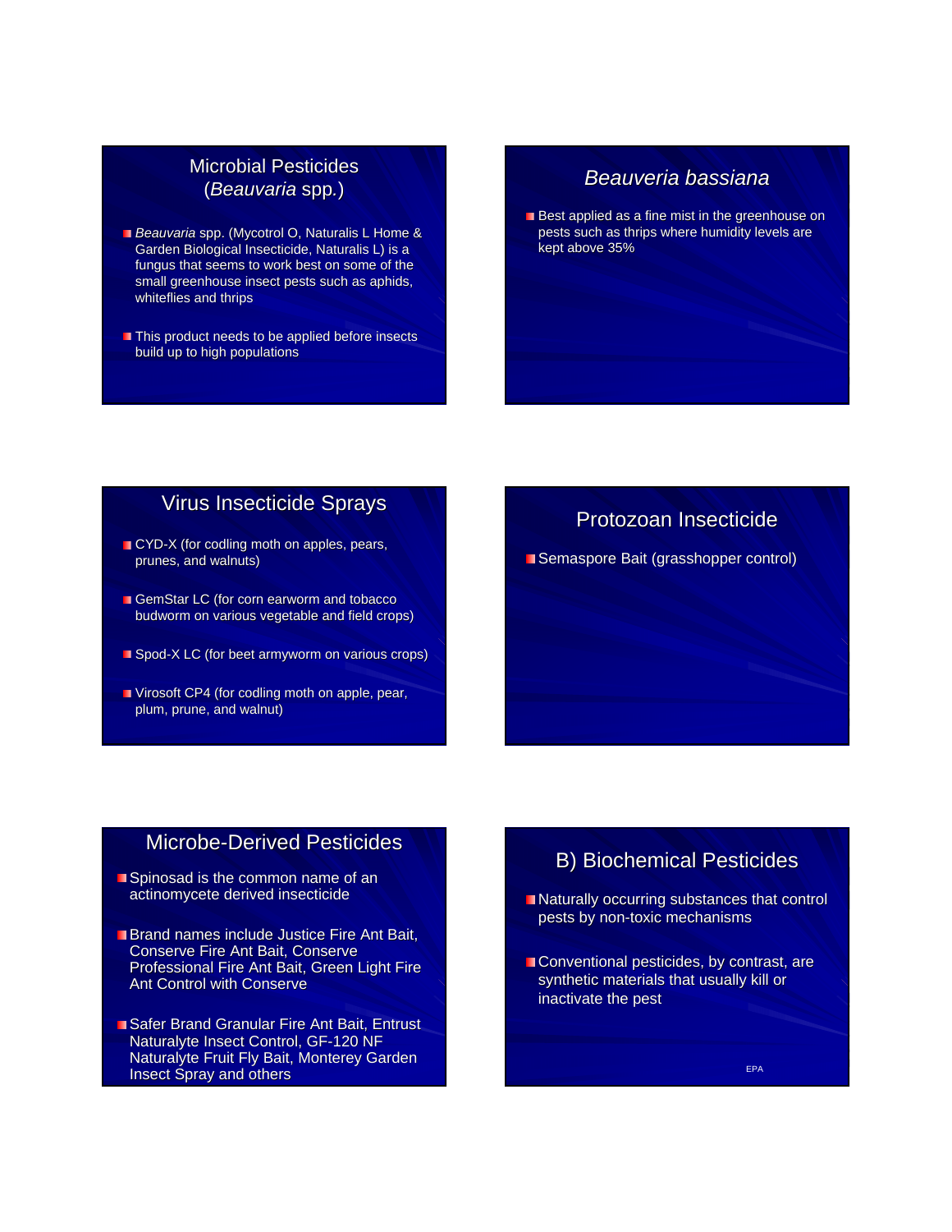## Microbial Pesticides (*Beauvaria* spp.)

- *Beauvaria* spp. (Mycotrol O, Naturalis L Home & Garden Biological Insecticide, Naturalis L) is a fungus that seems to work best on some of the small greenhouse insect pests such as aphids, whiteflies and thrips
- This product needs to be applied before insects build up to high populations

## *Beauveria bassiana*

- Best applied as a fine mist in the greenhouse on pests such as thrips where humidity levels are kept above 35%

## Virus Insecticide Sprays

- CYD-X (for codling moth on apples, pears, prunes, and walnuts)
- GemStar LC (for corn earworm and tobacco budworm on various vegetable and field crops)
- Spod-X LC (for beet armyworm on various crops)
- Virosoft CP4 (for codling moth on apple, pear, plum, prune, and walnut)

## Protozoan Insecticide

- Semaspore Bait (grasshopper control)

## Microbe-Derived Pesticides

- Spinosad is the common name of an actinomycete derived insecticide
- Brand names include Justice Fire Ant Bait, Conserve Fire Ant Bait, Conserve Professional Fire Ant Bait, Green Light Fire Ant Control with Conserve
- Safer Brand Granular Fire Ant Bait, Entrust Naturalyte Insect Control, GF-120 NF Naturalyte Fruit Fly Bait, Monterey Garden Insect Spray and others

## B) Biochemical Pesticides

- Naturally occurring substances that control pests by non-toxic mechanisms
- Conventional pesticides, by contrast, are synthetic materials that usually kill or inactivate the pest

EPA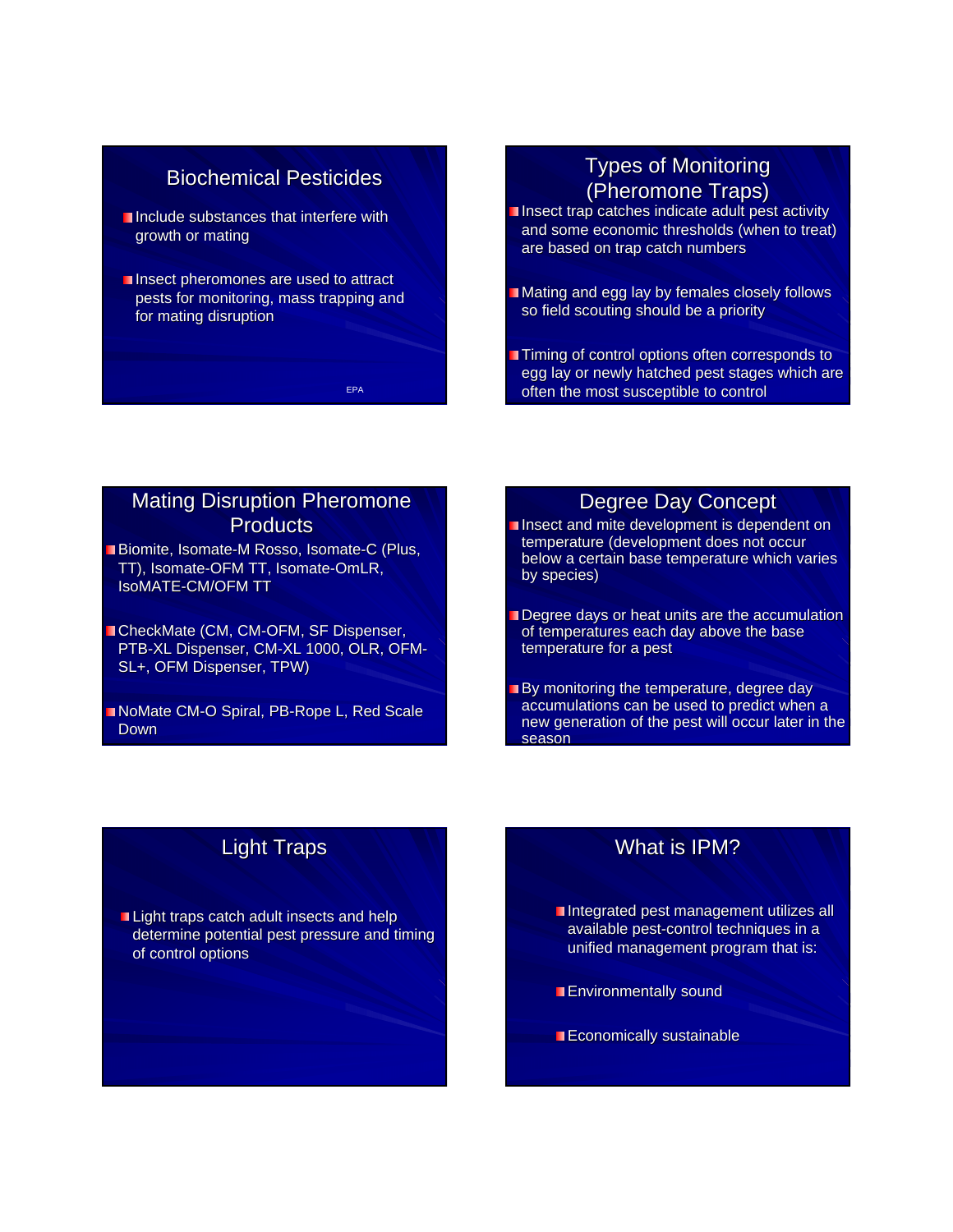## Biochemical Pesticides

- Include substances that interfere with growth or mating
- Insect pheromones are used to attract pests for monitoring, mass trapping and for mating disruption

EPA

## Types of Monitoring (Pheromone Traps)

- Insect trap catches indicate adult pest activity and some economic thresholds (when to treat) are based on trap catch numbers
- Mating and egg lay by females closely follows so field scouting should be a priority
- Timing of control options often corresponds to egg lay or newly hatched pest stages which are often the most susceptible to control

## Mating Disruption Pheromone Products

- Biomite, Isomate-M Rosso, Isomate-C (Plus, TT), Isomate-OFM TT, Isomate-OmLR, IsoMATE-CM/OFM TT
- CheckMate (CM, CM-OFM, SF Dispenser, PTB-XL Dispenser, CM-XL 1000, OLR, OFM-SL+, OFM Dispenser, TPW)
- NoMate CM-O Spiral, PB-Rope L, Red Scale Down

## Degree Day Concept

- Insect and mite development is dependent on temperature (development does not occur below a certain base temperature which varies by species)
- Degree days or heat units are the accumulation of temperatures each day above the base temperature for a pest
- By monitoring the temperature, degree day accumulations can be used to predict when a new generation of the pest will occur later in the season

## Light Traps

- Light traps catch adult insects and help determine potential pest pressure and timing of control options

## What is IPM?

- Integrated pest management utilizes all available pest-control techniques in a unified management program that is:
- Environmentally sound
- Economically sustainable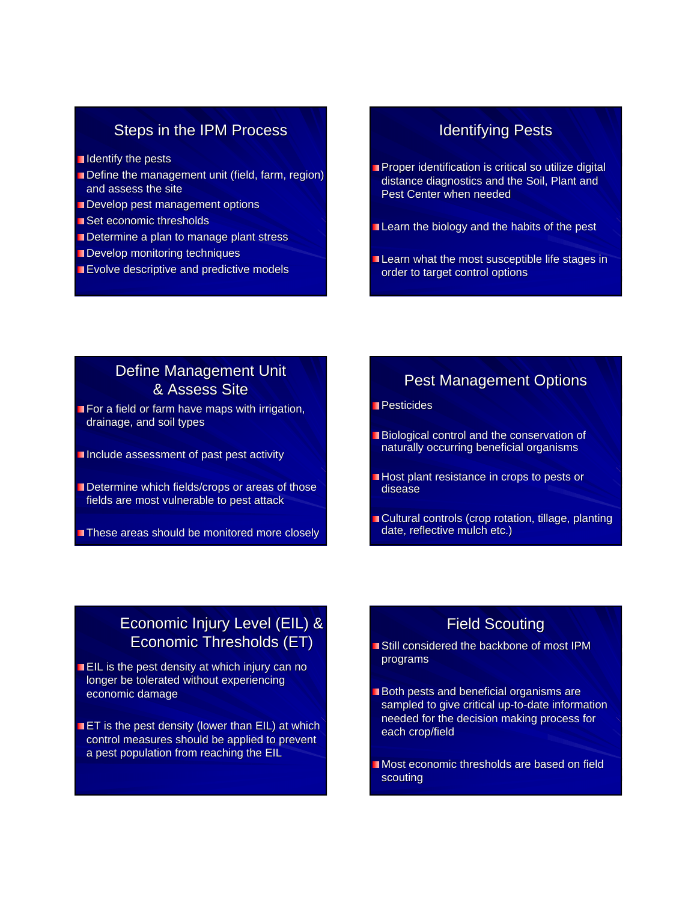## Steps in the IPM Process

- Identify the pests
- Define the management unit (field, farm, region) and assess the site
- Develop pest management options
- Set economic thresholds
- Determine a plan to manage plant stress
- Develop monitoring techniques
- Evolve descriptive and predictive models

## Identifying Pests

- Proper identification is critical so utilize digital distance diagnostics and the Soil, Plant and Pest Center when needed
- Learn the biology and the habits of the pest
- Learn what the most susceptible life stages in order to target control options

## Define Management Unit & Assess Site

- For a field or farm have maps with irrigation, drainage, and soil types
- Include assessment of past pest activity
- Determine which fields/crops or areas of those fields are most vulnerable to pest attack
- These areas should be monitored more closely

## Pest Management Options

- Pesticides
- Biological control and the conservation of naturally occurring beneficial organisms
- Host plant resistance in crops to pests or disease
- Cultural controls (crop rotation, tillage, planting date, reflective mulch etc.)

## Economic Injury Level (EIL) & Economic Thresholds (ET)

- EIL is the pest density at which injury can no longer be tolerated without experiencing economic damage
- ET is the pest density (lower than EIL) at which control measures should be applied to prevent a pest population from reaching the EIL

## Field Scouting

- Still considered the backbone of most IPM programs
- Both pests and beneficial organisms are sampled to give critical up-to-date information needed for the decision making process for each crop/field
- Most economic thresholds are based on field scouting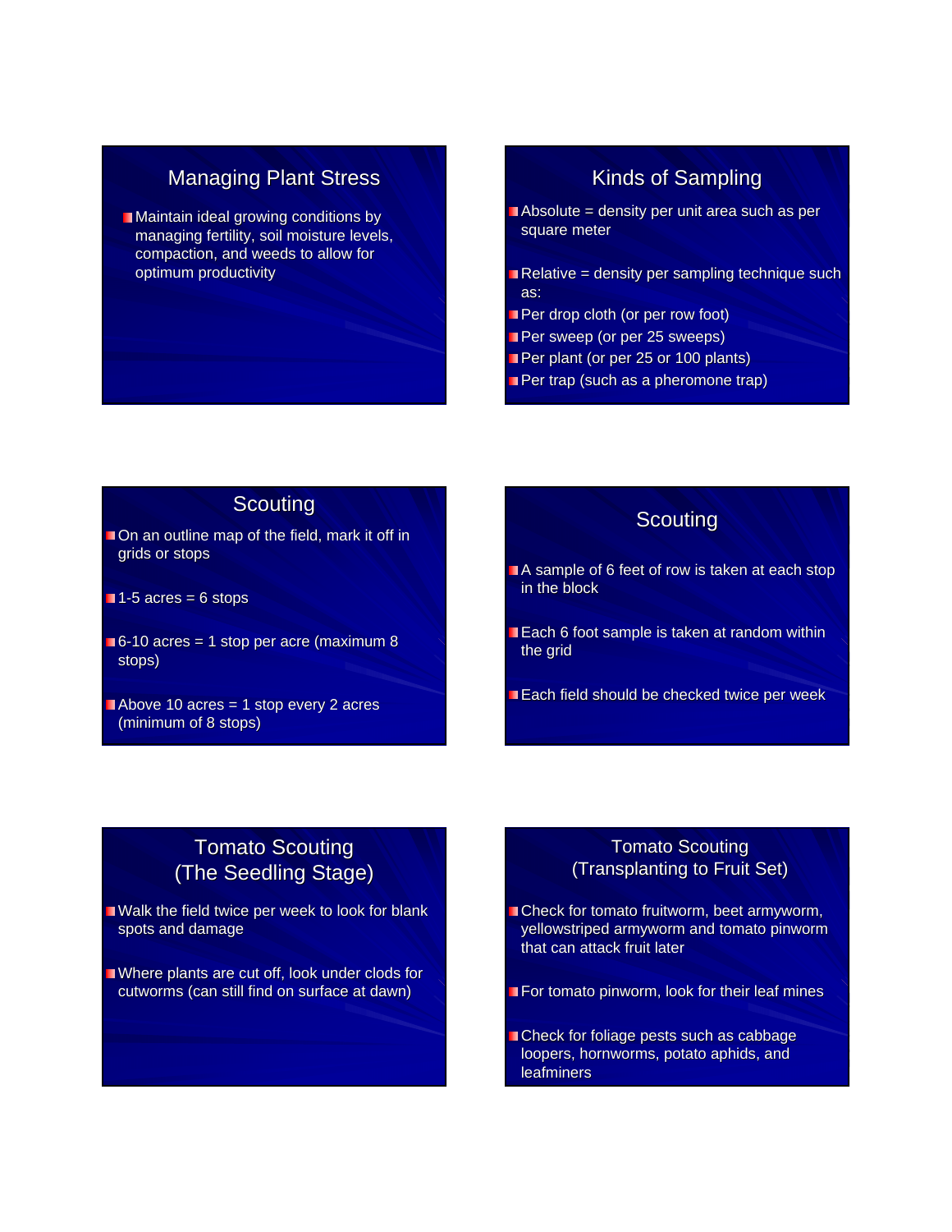## Managing Plant Stress

- Maintain ideal growing conditions by managing fertility, soil moisture levels, compaction, and weeds to allow for optimum productivity

## Kinds of Sampling

- Absolute = density per unit area such as per square meter
- Relative = density per sampling technique such as:
- Per drop cloth (or per row foot)
- Per sweep (or per 25 sweeps)
- Per plant (or per 25 or 100 plants)
- Per trap (such as a pheromone trap)

## Scouting

- On an outline map of the field, mark it off in grids or stops
- 1-5 acres = 6 stops
- 6-10 acres = 1 stop per acre (maximum 8 stops)
- Above 10 acres = 1 stop every 2 acres (minimum of 8 stops)

## Scouting

- A sample of 6 feet of row is taken at each stop in the block
- Each 6 foot sample is taken at random within the grid
- Each field should be checked twice per week

## Tomato Scouting (The Seedling Stage)

- Walk the field twice per week to look for blank spots and damage
- Where plants are cut off, look under clods for cutworms (can still find on surface at dawn)

## Tomato Scouting (Transplanting to Fruit Set)

- Check for tomato fruitworm, beet armyworm, yellowstriped armyworm and tomato pinworm that can attack fruit later
- For tomato pinworm, look for their leaf mines
- Check for foliage pests such as cabbage loopers, hornworms, potato aphids, and leafminers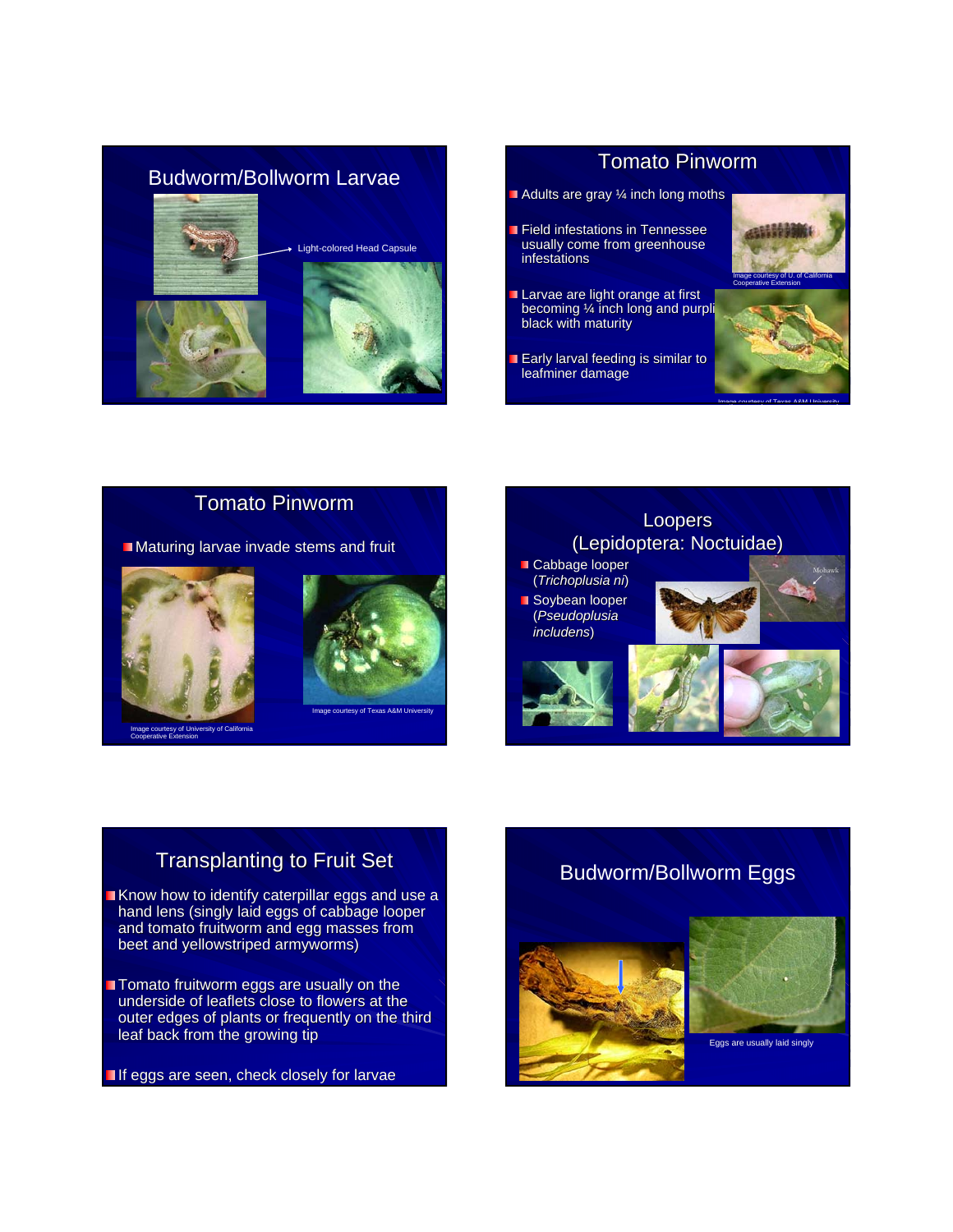## Budworm/Bollworm Larvae

Light-colored Head Capsule

## Tomato Pinworm

- Adults are gray ¼ inch long moths
- Field infestations in Tennessee usually come from greenhouse infestations
- Larvae are light orange at first becoming ¼ inch long and purplish black with maturity
- Early larval feeding is similar to leafminer damage

Image courtesy of U. of California Cooperative Extension

Image courtesy of Texas A&M University

## Tomato Pinworm

- Maturing larvae invade stems and fruit

Image courtesy of University of California Cooperative Extension

Image courtesy of Texas A&M University

## Loopers (Lepidoptera: Noctuidae)

- Cabbage looper (*Trichoplusia ni*)
- Soybean looper (*Pseudoplusia includens*)

Mohawk

## Transplanting to Fruit Set

- Know how to identify caterpillar eggs and use a hand lens (singly laid eggs of cabbage looper and tomato fruitworm and egg masses from beet and yellowstriped armyworms)
- Tomato fruitworm eggs are usually on the underside of leaflets close to flowers at the outer edges of plants or frequently on the third leaf back from the growing tip
- If eggs are seen, check closely for larvae

## Budworm/Bollworm Eggs

Eggs are usually laid singly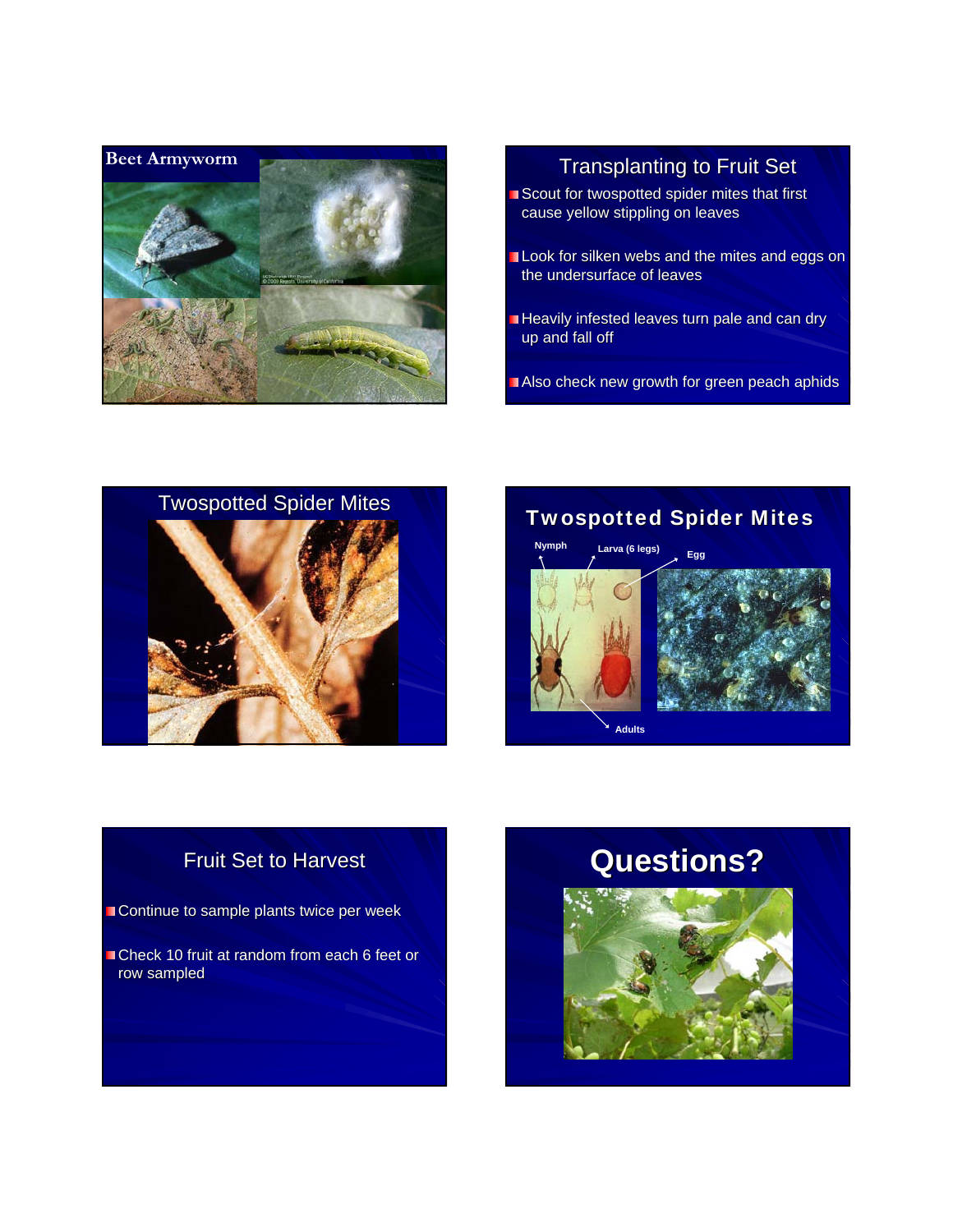## Beet Armyworm

## Transplanting to Fruit Set

- Scout for twospotted spider mites that first cause yellow stippling on leaves
- Look for silken webs and the mites and eggs on the undersurface of leaves
- Heavily infested leaves turn pale and can dry up and fall off
- Also check new growth for green peach aphids

## Twospotted Spider Mites

## Twospotted Spider Mites

Nymph

Larva (6 legs)

Egg

Adults

## Fruit Set to Harvest

- Continue to sample plants twice per week
- Check 10 fruit at random from each 6 feet or row sampled

## Questions?